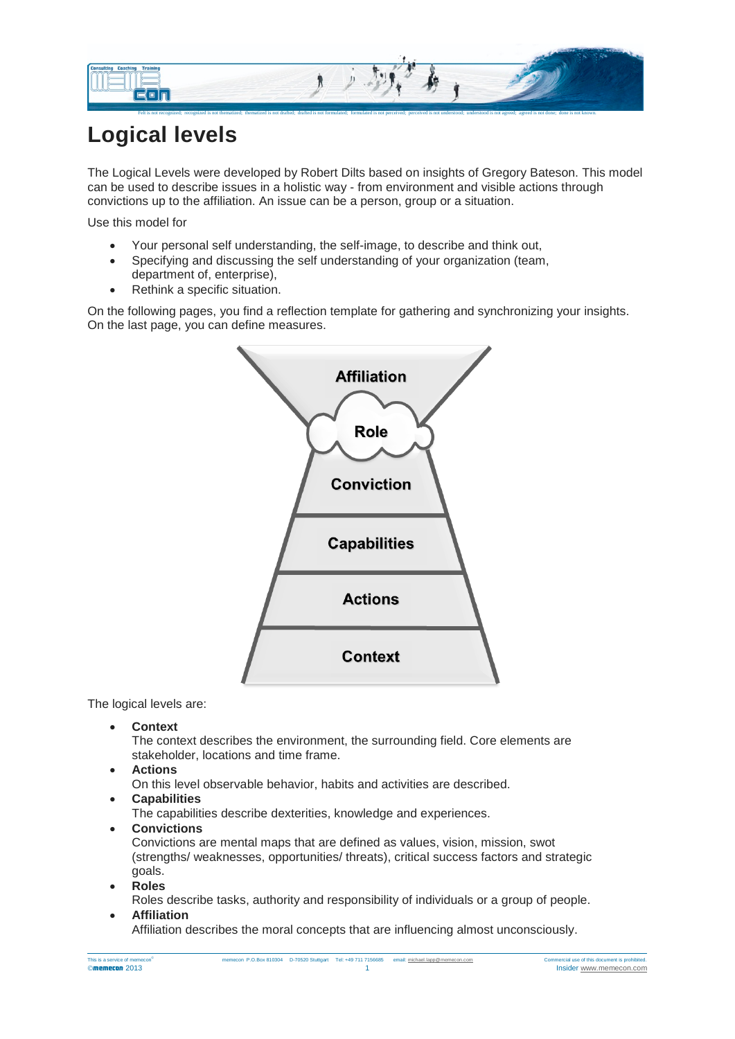# Logical levels

The Logical Levels were developed by Robert Dilts based on insights of Gregory Bateson. This model can be used to describe issues in a holistic way - from environment and visible actions through convictions up to the affiliation. An issue can be a person, group or a situation.

Use this model for

- Your personal self understanding, the self-image, to describe and think out,
- Specifying and discussing the self understanding of your organization (team, department of, enterprise),
- Rethink a specific situation.

On the following pages, you find a reflection template for gathering and synchronizing your insights. On the last page, you can define measures.

Affiliation

Role

Conviction

Capabilities

Actions

Context

The logical levels are:

- **Context**
  The context describes the environment, the surrounding field. Core elements are stakeholder, locations and time frame.
- **Actions**
  On this level observable behavior, habits and activities are described.
- **Capabilities**
  The capabilities describe dexterities, knowledge and experiences.
- **Convictions**
  Convictions are mental maps that are defined as values, vision, mission, swot (strengths/ weaknesses, opportunities/ threats), critical success factors and strategic goals.
- **Roles**
  Roles describe tasks, authority and responsibility of individuals or a group of people.
- **Affiliation**
  Affiliation describes the moral concepts that are influencing almost unconsciously.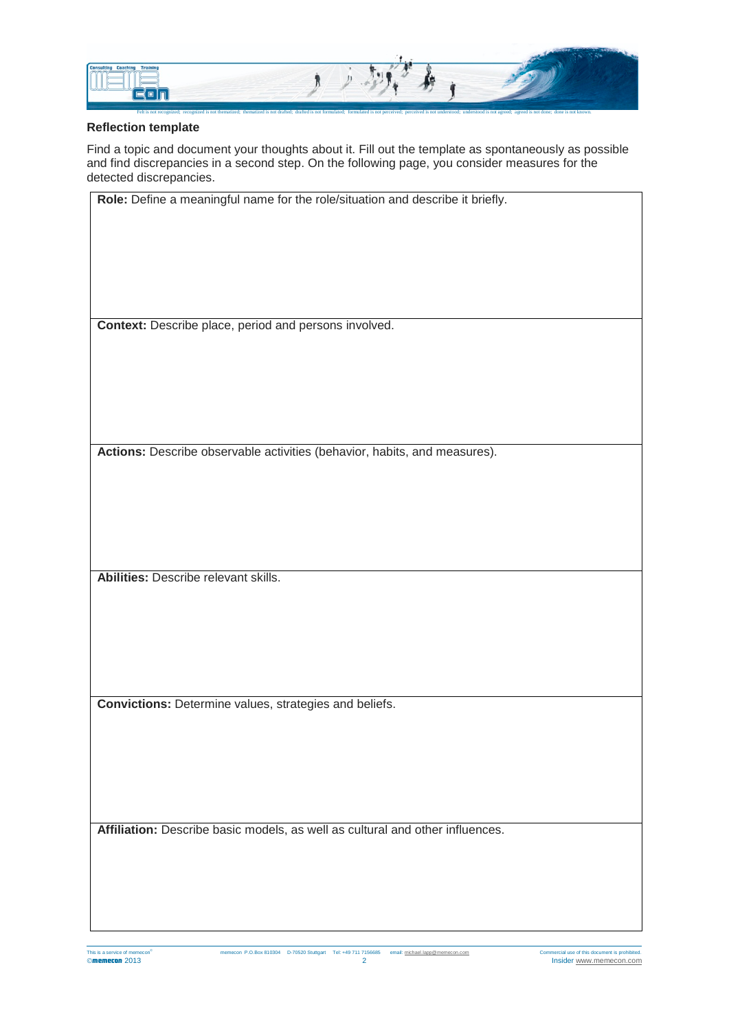### Reflection template

Find a topic and document your thoughts about it. Fill out the template as spontaneously as possible and find discrepancies in a second step. On the following page, you consider measures for the detected discrepancies.

| |
|---|
| **Role:** Define a meaningful name for the role/situation and describe it briefly. |
| **Context:** Describe place, period and persons involved. |
| **Actions:** Describe observable activities (behavior, habits, and measures). |
| **Abilities:** Describe relevant skills. |
| **Convictions:** Determine values, strategies and beliefs. |
| **Affiliation:** Describe basic models, as well as cultural and other influences. |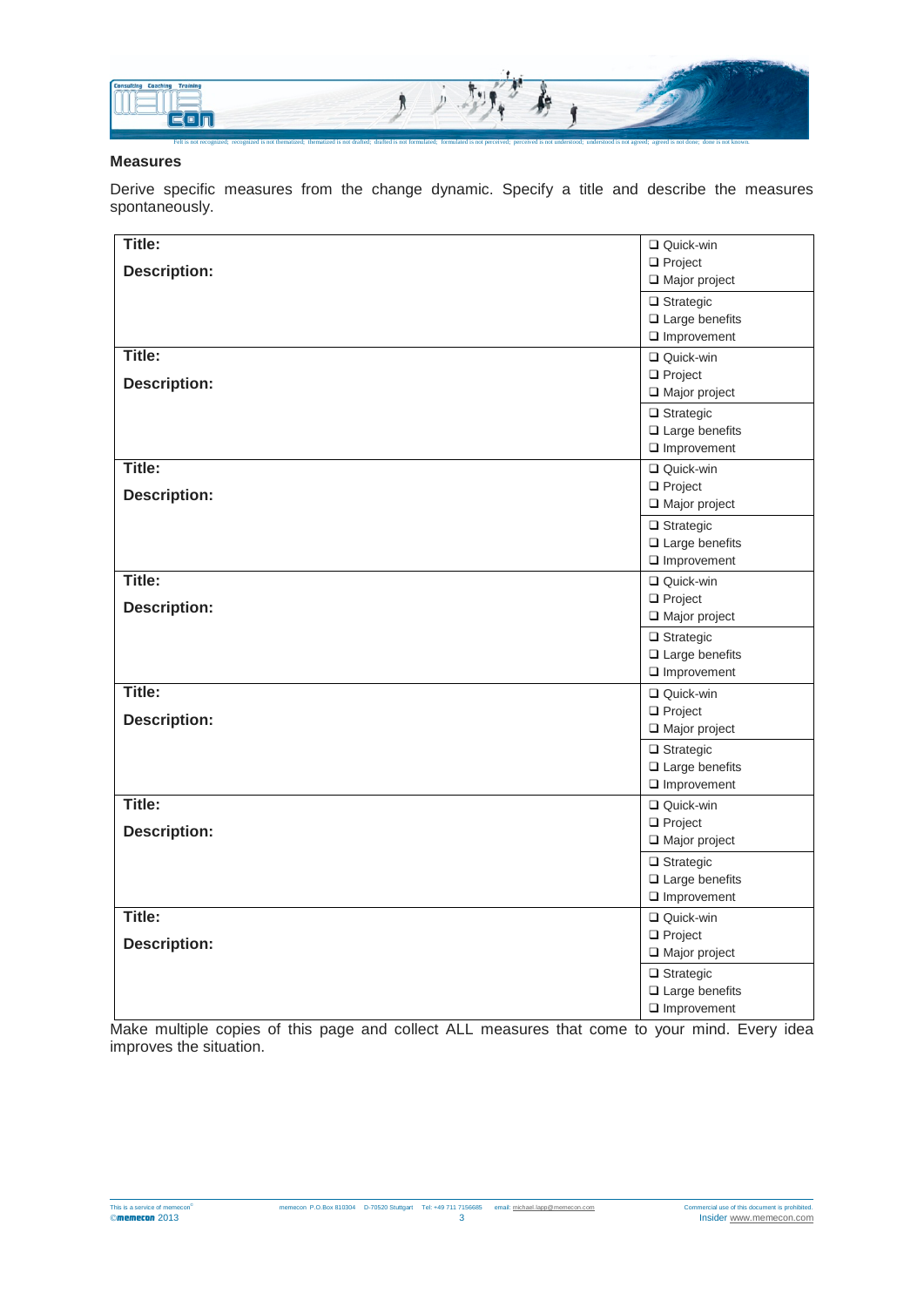**Measures**

Derive specific measures from the change dynamic. Specify a title and describe the measures spontaneously.

| | |
|---|---|
| **Title:**<br><br>**Description:** | ❑ Quick-win<br>❑ Project<br>❑ Major project<br><br>❑ Strategic<br>❑ Large benefits<br>❑ Improvement |
| **Title:**<br><br>**Description:** | ❑ Quick-win<br>❑ Project<br>❑ Major project<br><br>❑ Strategic<br>❑ Large benefits<br>❑ Improvement |
| **Title:**<br><br>**Description:** | ❑ Quick-win<br>❑ Project<br>❑ Major project<br><br>❑ Strategic<br>❑ Large benefits<br>❑ Improvement |
| **Title:**<br><br>**Description:** | ❑ Quick-win<br>❑ Project<br>❑ Major project<br><br>❑ Strategic<br>❑ Large benefits<br>❑ Improvement |
| **Title:**<br><br>**Description:** | ❑ Quick-win<br>❑ Project<br>❑ Major project<br><br>❑ Strategic<br>❑ Large benefits<br>❑ Improvement |
| **Title:**<br><br>**Description:** | ❑ Quick-win<br>❑ Project<br>❑ Major project<br><br>❑ Strategic<br>❑ Large benefits<br>❑ Improvement |
| **Title:**<br><br>**Description:** | ❑ Quick-win<br>❑ Project<br>❑ Major project<br><br>❑ Strategic<br>❑ Large benefits<br>❑ Improvement |

Make multiple copies of this page and collect ALL measures that come to your mind. Every idea improves the situation.